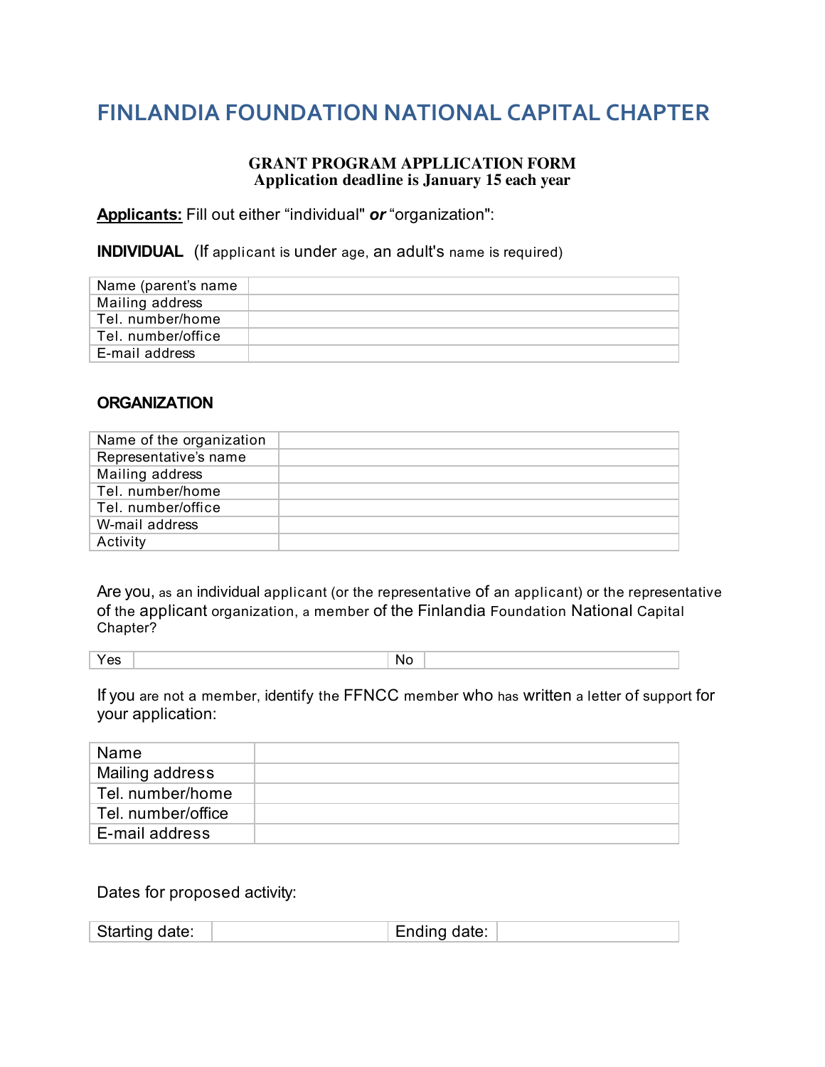# FINLANDIA FOUNDATION NATIONAL CAPITAL CHAPTER

**GRANT PROGRAM APPLLICATION FORM**
**Application deadline is January 15 each year**

**Applicants:** Fill out either "individual" ***or*** "organization":

**INDIVIDUAL** (If applicant is under age, an adult's name is required)

| | |
|---|---|
| Name (parent's name | |
| Mailing address | |
| Tel. number/home | |
| Tel. number/office | |
| E-mail address | |

**ORGANIZATION**

| | |
|---|---|
| Name of the organization | |
| Representative's name | |
| Mailing address | |
| Tel. number/home | |
| Tel. number/office | |
| W-mail address | |
| Activity | |

Are you, as an individual applicant (or the representative of an applicant) or the representative of the applicant organization, a member of the Finlandia Foundation National Capital Chapter?

| | | | |
|---|---|---|---|
| Yes | | No | |

If you are not a member, identify the FFNCC member who has written a letter of support for your application:

| | |
|---|---|
| Name | |
| Mailing address | |
| Tel. number/home | |
| Tel. number/office | |
| E-mail address | |

Dates for proposed activity:

| | | | |
|---|---|---|---|
| Starting date: | | Ending date: | |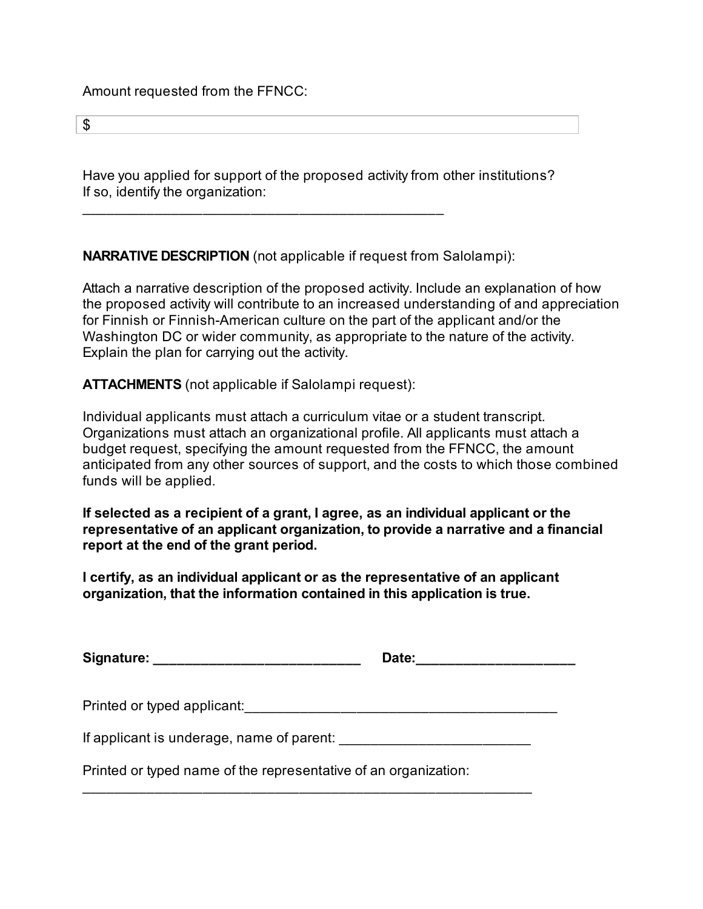Amount requested from the FFNCC:

| $ |
|---|

Have you applied for support of the proposed activity from other institutions?
If so, identify the organization:
_______________________________________________

**NARRATIVE DESCRIPTION** (not applicable if request from Salolampi):

Attach a narrative description of the proposed activity. Include an explanation of how the proposed activity will contribute to an increased understanding of and appreciation for Finnish or Finnish-American culture on the part of the applicant and/or the Washington DC or wider community, as appropriate to the nature of the activity. Explain the plan for carrying out the activity.

**ATTACHMENTS** (not applicable if Salolampi request):

Individual applicants must attach a curriculum vitae or a student transcript. Organizations must attach an organizational profile. All applicants must attach a budget request, specifying the amount requested from the FFNCC, the amount anticipated from any other sources of support, and the costs to which those combined funds will be applied.

**If selected as a recipient of a grant, I agree, as an individual applicant or the representative of an applicant organization, to provide a narrative and a financial report at the end of the grant period.**

**I certify, as an individual applicant or as the representative of an applicant organization, that the information contained in this application is true.**

**Signature: ___________________________ Date:_____________________**

Printed or typed applicant:_________________________________________

If applicant is underage, name of parent: ________________________

Printed or typed name of the representative of an organization:
__________________________________________________________